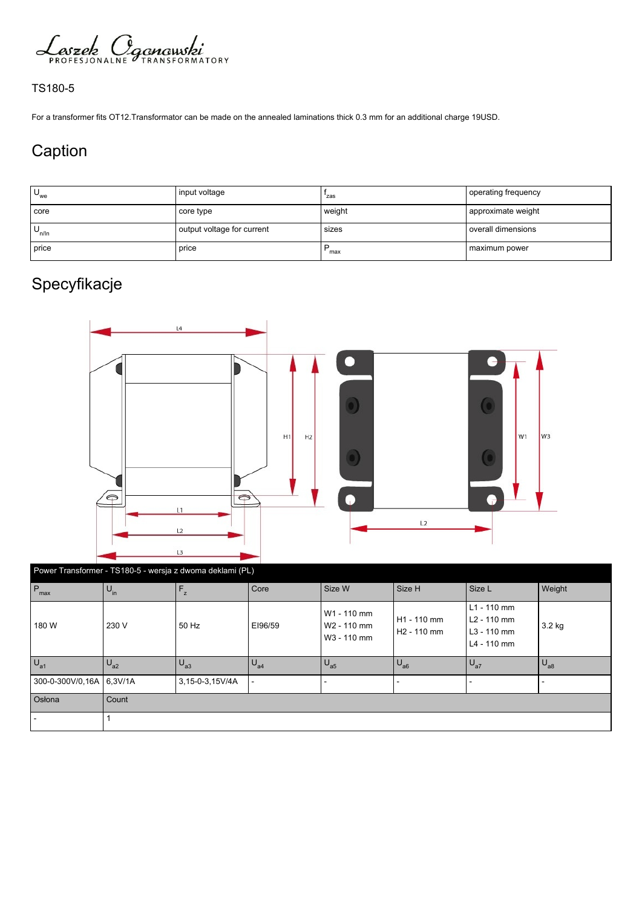Leszek Oganowski
PROFESJONALNE TRANSFORMATORY

TS180-5

For a transformer fits OT12.Transformator can be made on the annealed laminations thick 0.3 mm for an additional charge 19USD.

# Caption

| | | | |
|---|---|---|---|
| $U_{we}$ | input voltage | $f_{zas}$ | operating frequency |
| core | core type | weight | approximate weight |
| $U_{n/In}$ | output voltage for current | sizes | overall dimensions |
| price | price | $P_{max}$ | maximum power |

# Specyfikacje

| Power Transformer - TS180-5 - wersja z dwoma deklami (PL) | | | | | | | |
|---|---|---|---|---|---|---|---|
| $P_{max}$ | $U_{in}$ | $F_z$ | Core | Size W | Size H | Size L | Weight |
| 180 W | 230 V | 50 Hz | EI96/59 | W1 - 110 mm<br>W2 - 110 mm<br>W3 - 110 mm | H1 - 110 mm<br>H2 - 110 mm | L1 - 110 mm<br>L2 - 110 mm<br>L3 - 110 mm<br>L4 - 110 mm | 3.2 kg |
| $U_{a1}$ | $U_{a2}$ | $U_{a3}$ | $U_{a4}$ | $U_{a5}$ | $U_{a6}$ | $U_{a7}$ | $U_{a8}$ |
| 300-0-300V/0,16A | 6,3V/1A | 3,15-0-3,15V/4A | - | - | - | - | - |
| Osłona | Count | | | | | | |
| - | 1 | | | | | | |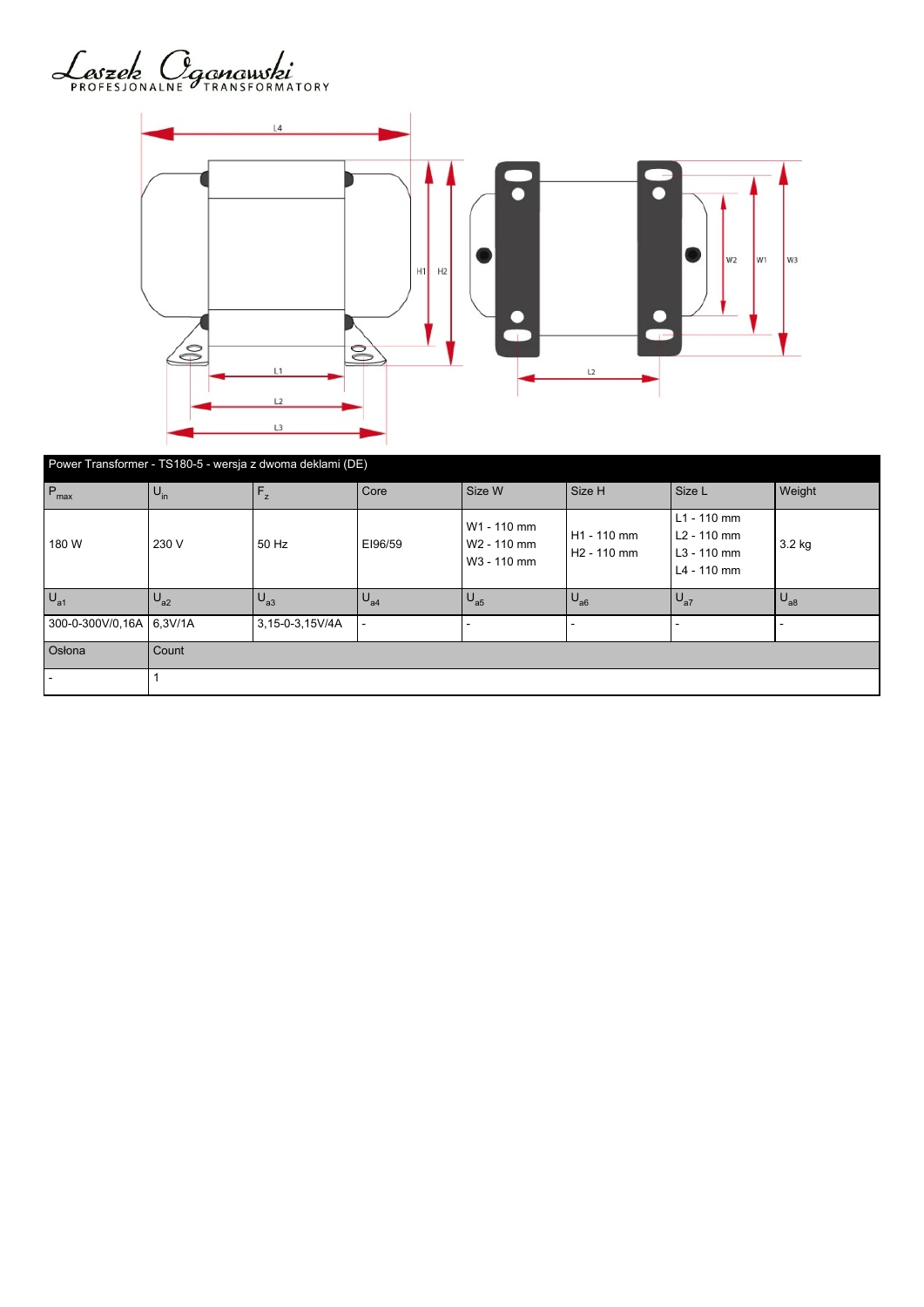**Leszek Oganowski**
PROFESJONALNE TRANSFORMATORY

L4

H1 H2

W2 W1 W3

L1

L2

L3

L2

| Power Transformer - TS180-5 - wersja z dwoma deklami (DE) | | | | | | | |
|---|---|---|---|---|---|---|---|
| $P_{max}$ | $U_{in}$ | $F_z$ | Core | Size W | Size H | Size L | Weight |
| 180 W | 230 V | 50 Hz | EI96/59 | W1 - 110 mm<br>W2 - 110 mm<br>W3 - 110 mm | H1 - 110 mm<br>H2 - 110 mm | L1 - 110 mm<br>L2 - 110 mm<br>L3 - 110 mm<br>L4 - 110 mm | 3.2 kg |
| $U_{a1}$ | $U_{a2}$ | $U_{a3}$ | $U_{a4}$ | $U_{a5}$ | $U_{a6}$ | $U_{a7}$ | $U_{a8}$ |
| 300-0-300V/0,16A | 6,3V/1A | 3,15-0-3,15V/4A | - | - | - | - | - |
| Osłona | Count | | | | | | |
| - | 1 | | | | | | |